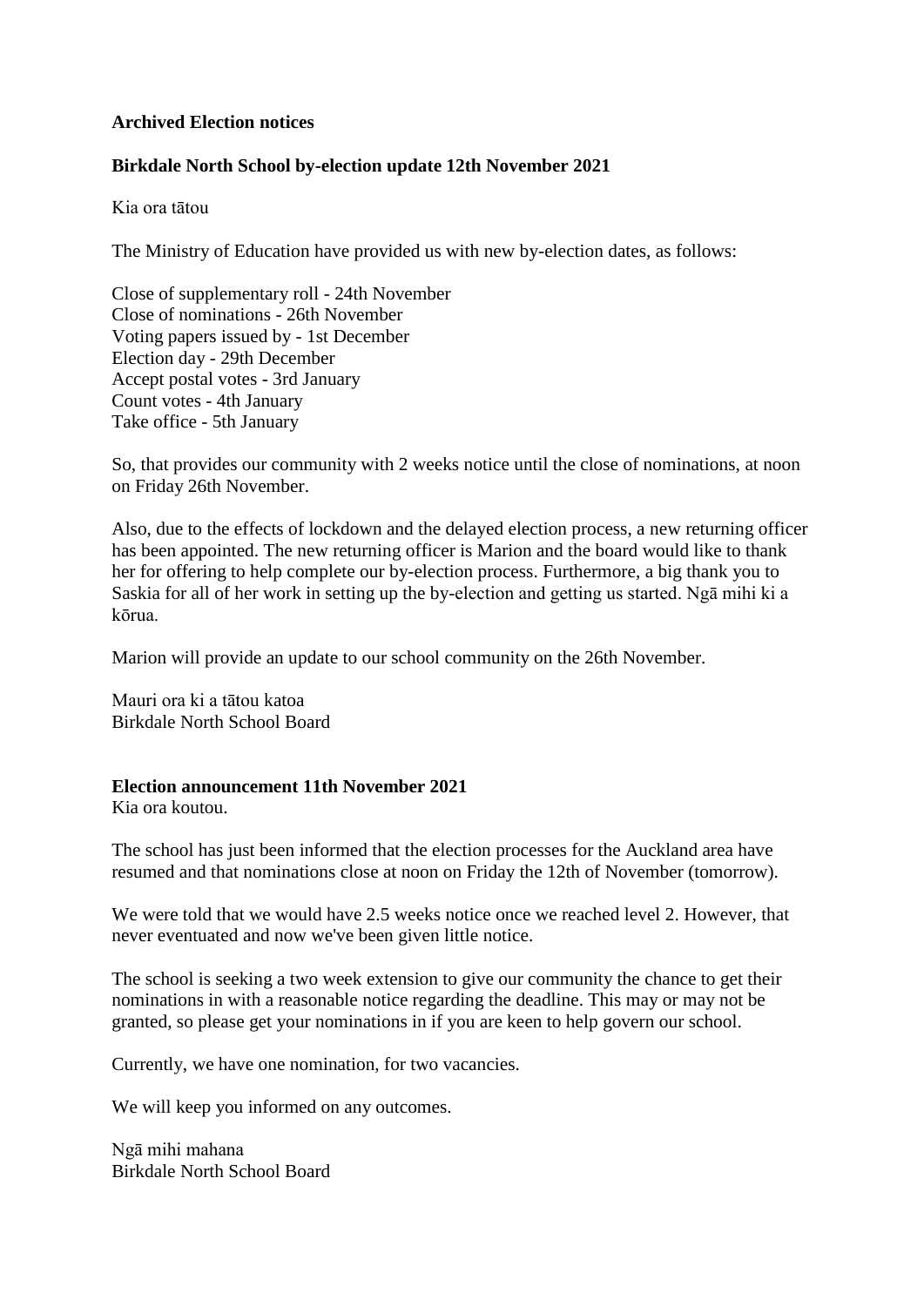# Archived Election notices

## Birkdale North School by-election update 12th November 2021

Kia ora tātou

The Ministry of Education have provided us with new by-election dates, as follows:

Close of supplementary roll - 24th November
Close of nominations - 26th November
Voting papers issued by - 1st December
Election day - 29th December
Accept postal votes - 3rd January
Count votes - 4th January
Take office - 5th January

So, that provides our community with 2 weeks notice until the close of nominations, at noon on Friday 26th November.

Also, due to the effects of lockdown and the delayed election process, a new returning officer has been appointed. The new returning officer is Marion and the board would like to thank her for offering to help complete our by-election process. Furthermore, a big thank you to Saskia for all of her work in setting up the by-election and getting us started. Ngā mihi ki a kōrua.

Marion will provide an update to our school community on the 26th November.

Mauri ora ki a tātou katoa
Birkdale North School Board

## Election announcement 11th November 2021

Kia ora koutou.

The school has just been informed that the election processes for the Auckland area have resumed and that nominations close at noon on Friday the 12th of November (tomorrow).

We were told that we would have 2.5 weeks notice once we reached level 2. However, that never eventuated and now we've been given little notice.

The school is seeking a two week extension to give our community the chance to get their nominations in with a reasonable notice regarding the deadline. This may or may not be granted, so please get your nominations in if you are keen to help govern our school.

Currently, we have one nomination, for two vacancies.

We will keep you informed on any outcomes.

Ngā mihi mahana
Birkdale North School Board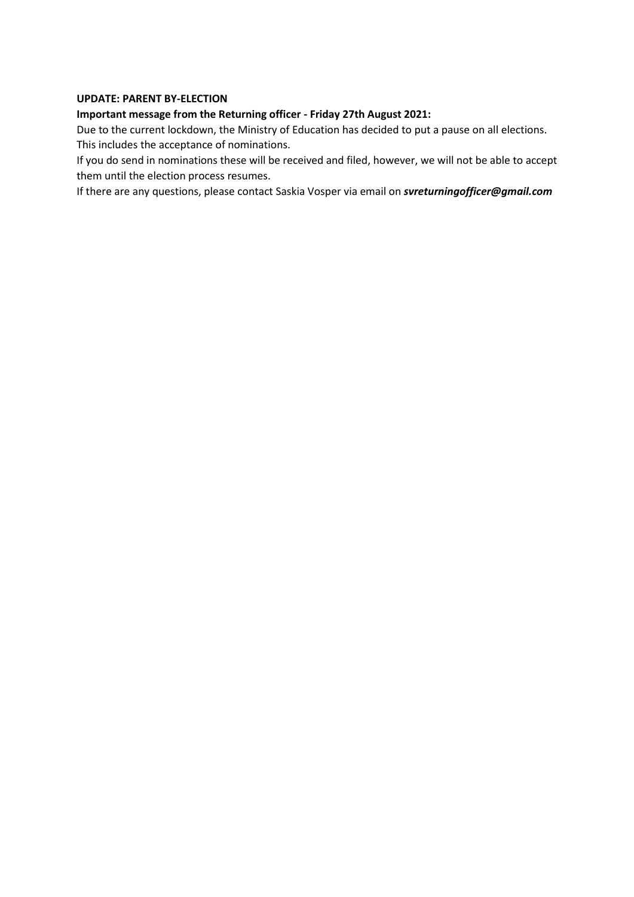**UPDATE: PARENT BY-ELECTION**

**Important message from the Returning officer - Friday 27th August 2021:**

Due to the current lockdown, the Ministry of Education has decided to put a pause on all elections. This includes the acceptance of nominations.

If you do send in nominations these will be received and filed, however, we will not be able to accept them until the election process resumes.

If there are any questions, please contact Saskia Vosper via email on ***svreturningofficer@gmail.com***